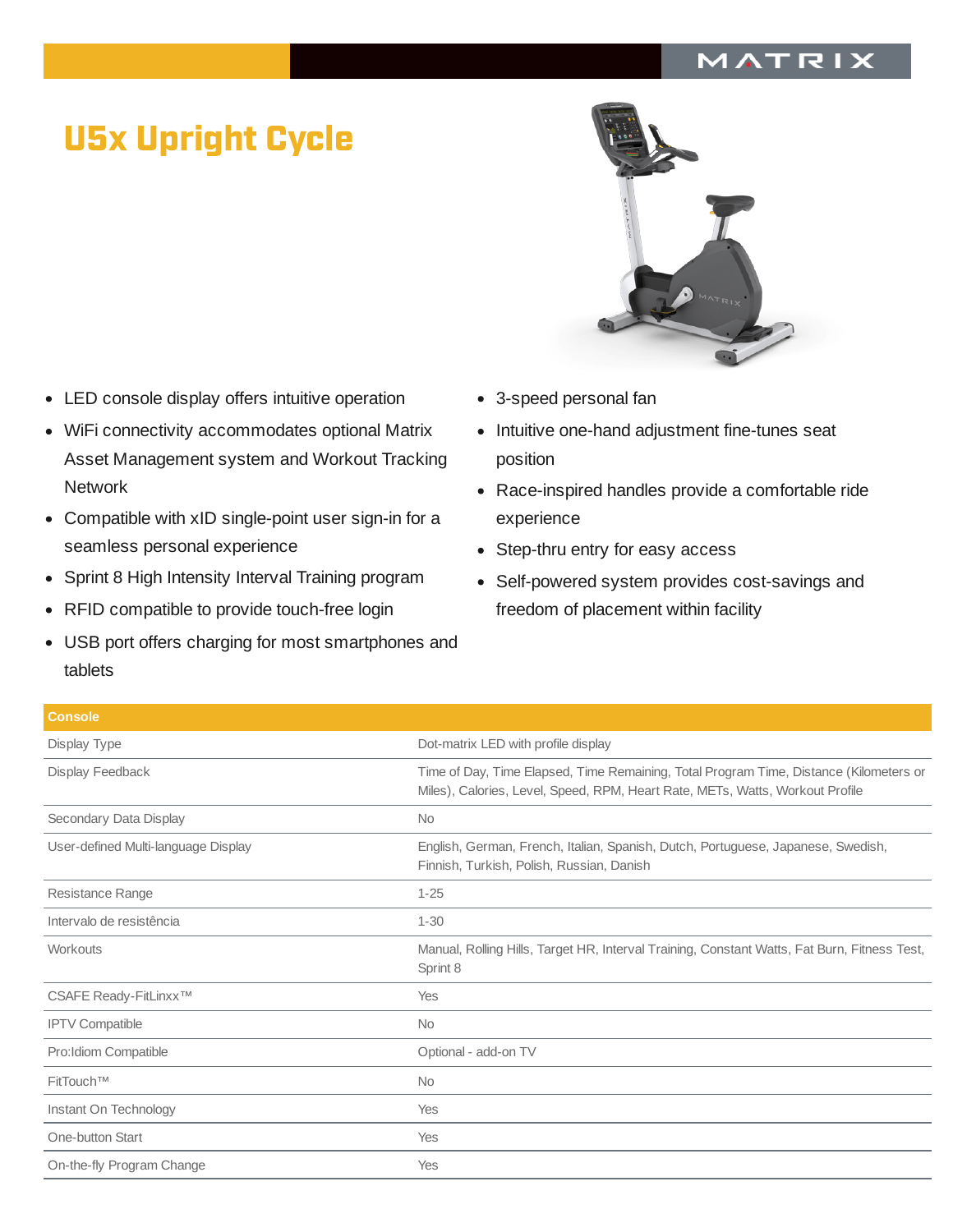# U5x Upright Cycle

- LED console display offers intuitive operation
- WiFi connectivity accommodates optional Matrix Asset Management system and Workout Tracking Network
- Compatible with xID single-point user sign-in for a seamless personal experience
- Sprint 8 High Intensity Interval Training program
- RFID compatible to provide touch-free login
- USB port offers charging for most smartphones and tablets
- 3-speed personal fan
- Intuitive one-hand adjustment fine-tunes seat position
- Race-inspired handles provide a comfortable ride experience
- Step-thru entry for easy access
- Self-powered system provides cost-savings and freedom of placement within facility

| Console | |
|---|---|
| Display Type | Dot-matrix LED with profile display |
| Display Feedback | Time of Day, Time Elapsed, Time Remaining, Total Program Time, Distance (Kilometers or Miles), Calories, Level, Speed, RPM, Heart Rate, METs, Watts, Workout Profile |
| Secondary Data Display | No |
| User-defined Multi-language Display | English, German, French, Italian, Spanish, Dutch, Portuguese, Japanese, Swedish, Finnish, Turkish, Polish, Russian, Danish |
| Resistance Range | 1-25 |
| Intervalo de resistência | 1-30 |
| Workouts | Manual, Rolling Hills, Target HR, Interval Training, Constant Watts, Fat Burn, Fitness Test, Sprint 8 |
| CSAFE Ready-FitLinxx™ | Yes |
| IPTV Compatible | No |
| Pro:Idiom Compatible | Optional - add-on TV |
| FitTouch™ | No |
| Instant On Technology | Yes |
| One-button Start | Yes |
| On-the-fly Program Change | Yes |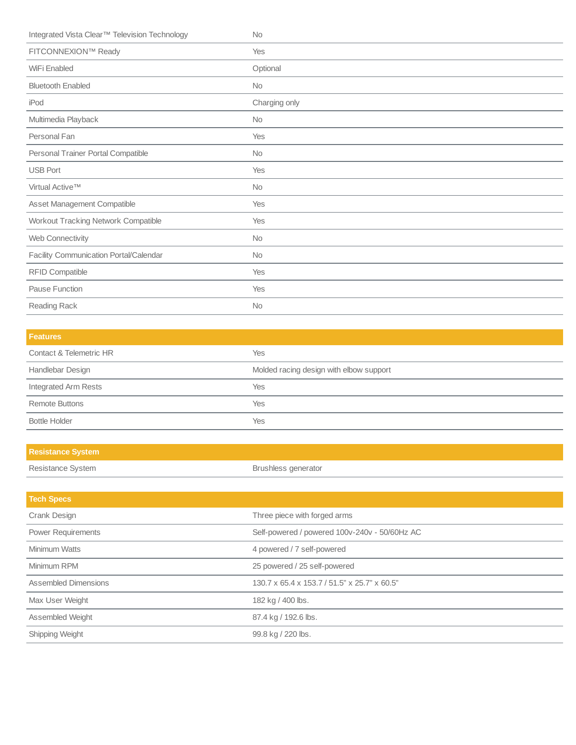| | |
|---|---|
| Integrated Vista Clear™ Television Technology | No |
| FITCONNEXION™ Ready | Yes |
| WiFi Enabled | Optional |
| Bluetooth Enabled | No |
| iPod | Charging only |
| Multimedia Playback | No |
| Personal Fan | Yes |
| Personal Trainer Portal Compatible | No |
| USB Port | Yes |
| Virtual Active™ | No |
| Asset Management Compatible | Yes |
| Workout Tracking Network Compatible | Yes |
| Web Connectivity | No |
| Facility Communication Portal/Calendar | No |
| RFID Compatible | Yes |
| Pause Function | Yes |
| Reading Rack | No |

| **Features** | |
|---|---|
| Contact & Telemetric HR | Yes |
| Handlebar Design | Molded racing design with elbow support |
| Integrated Arm Rests | Yes |
| Remote Buttons | Yes |
| Bottle Holder | Yes |

| **Resistance System** | |
|---|---|
| Resistance System | Brushless generator |

| **Tech Specs** | |
|---|---|
| Crank Design | Three piece with forged arms |
| Power Requirements | Self-powered / powered 100v-240v - 50/60Hz AC |
| Minimum Watts | 4 powered / 7 self-powered |
| Minimum RPM | 25 powered / 25 self-powered |
| Assembled Dimensions | 130.7 x 65.4 x 153.7 / 51.5” x 25.7” x 60.5” |
| Max User Weight | 182 kg / 400 lbs. |
| Assembled Weight | 87.4 kg / 192.6 lbs. |
| Shipping Weight | 99.8 kg / 220 lbs. |